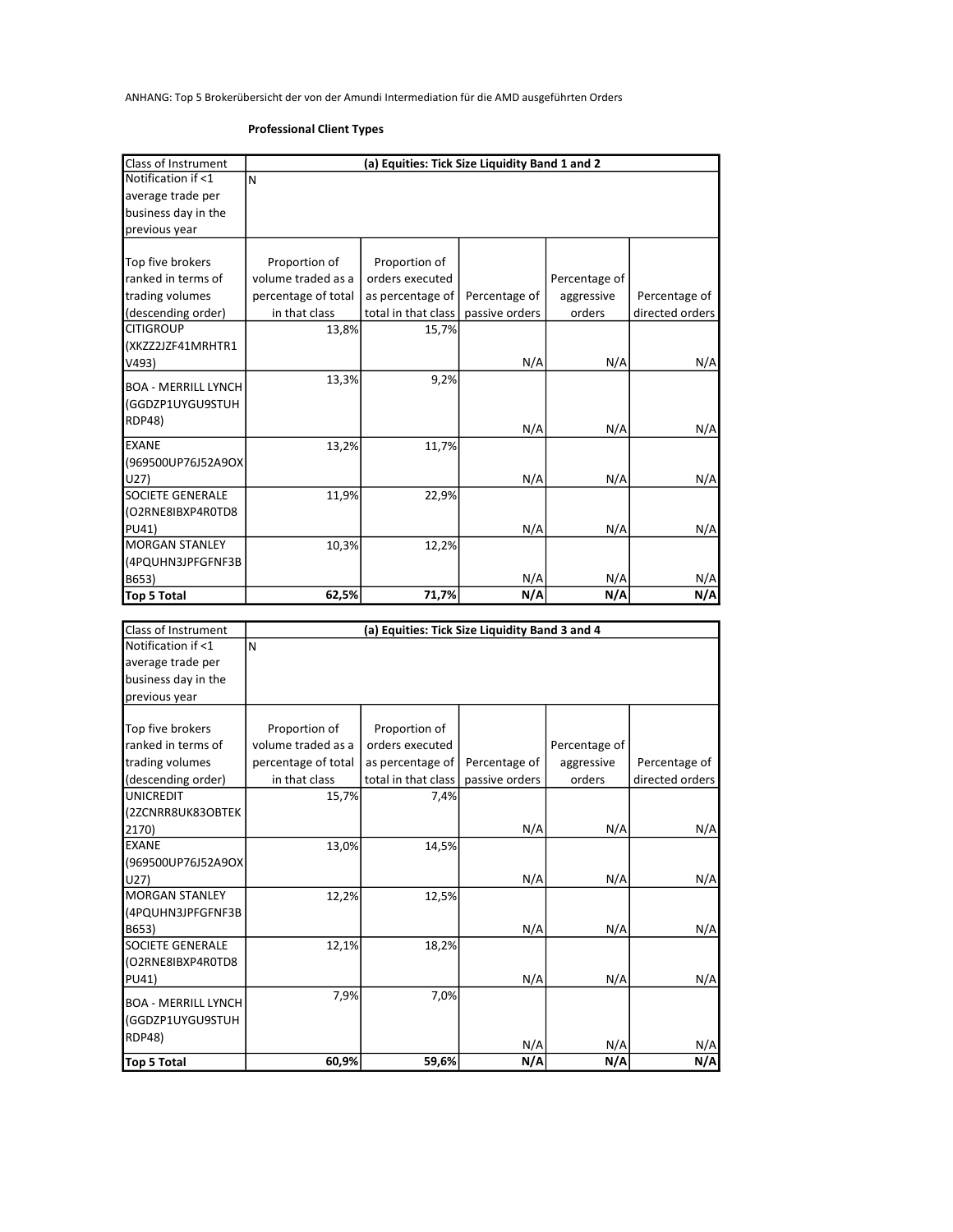ANHANG: Top 5 Brokerübersicht der von der Amundi Intermediation für die AMD ausgeführten Orders

**Professional Client Types**

| Class of Instrument | (a) Equities: Tick Size Liquidity Band 1 and 2 | | | | |
|---|---|---|---|---|---|
| Notification if <1 average trade per business day in the previous year | N | | | | |
| Top five brokers ranked in terms of trading volumes (descending order) | Proportion of volume traded as a percentage of total in that class | Proportion of orders executed as percentage of total in that class | Percentage of passive orders | Percentage of aggressive orders | Percentage of directed orders |
| CITIGROUP (XKZZ2JZF41MRHTR1V493) | 13,8% | 15,7% | N/A | N/A | N/A |
| BOA - MERRILL LYNCH (GGDZP1UYGU9STUHRDP48) | 13,3% | 9,2% | N/A | N/A | N/A |
| EXANE (969500UP76J52A9OXU27) | 13,2% | 11,7% | N/A | N/A | N/A |
| SOCIETE GENERALE (O2RNE8IBXP4R0TD8PU41) | 11,9% | 22,9% | N/A | N/A | N/A |
| MORGAN STANLEY (4PQUHN3JPFGFNF3BB653) | 10,3% | 12,2% | N/A | N/A | N/A |
| **Top 5 Total** | **62,5%** | **71,7%** | **N/A** | **N/A** | **N/A** |

| Class of Instrument | (a) Equities: Tick Size Liquidity Band 3 and 4 | | | | |
|---|---|---|---|---|---|
| Notification if <1 average trade per business day in the previous year | N | | | | |
| Top five brokers ranked in terms of trading volumes (descending order) | Proportion of volume traded as a percentage of total in that class | Proportion of orders executed as percentage of total in that class | Percentage of passive orders | Percentage of aggressive orders | Percentage of directed orders |
| UNICREDIT (2ZCNRR8UK83OBTEK2170) | 15,7% | 7,4% | N/A | N/A | N/A |
| EXANE (969500UP76J52A9OXU27) | 13,0% | 14,5% | N/A | N/A | N/A |
| MORGAN STANLEY (4PQUHN3JPFGFNF3BB653) | 12,2% | 12,5% | N/A | N/A | N/A |
| SOCIETE GENERALE (O2RNE8IBXP4R0TD8PU41) | 12,1% | 18,2% | N/A | N/A | N/A |
| BOA - MERRILL LYNCH (GGDZP1UYGU9STUHRDP48) | 7,9% | 7,0% | N/A | N/A | N/A |
| **Top 5 Total** | **60,9%** | **59,6%** | **N/A** | **N/A** | **N/A** |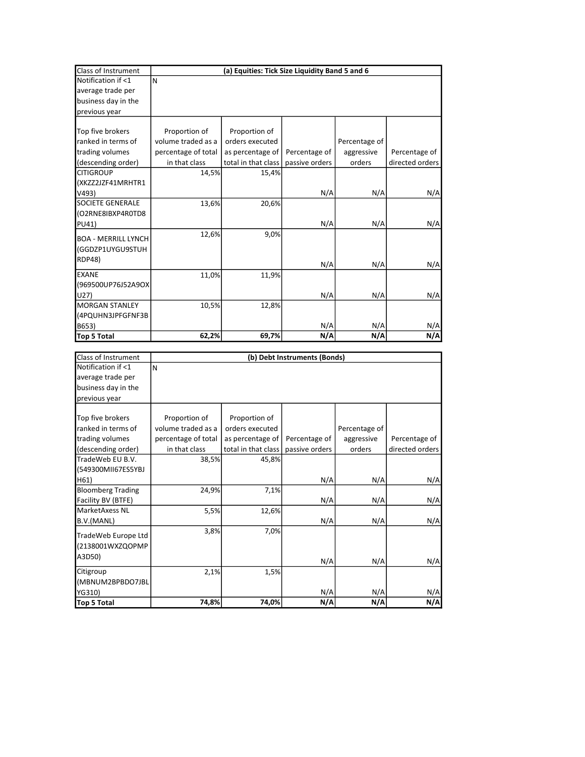| Class of Instrument | (a) Equities: Tick Size Liquidity Band 5 and 6 | | | | |
|---|---|---|---|---|---|
| Notification if <1 average trade per business day in the previous year | N | | | | |
| Top five brokers ranked in terms of trading volumes (descending order) | Proportion of volume traded as a percentage of total in that class | Proportion of orders executed as percentage of total in that class | Percentage of passive orders | Percentage of aggressive orders | Percentage of directed orders |
| CITIGROUP (XKZZ2JZF41MRHTR1V493) | 14,5% | 15,4% | N/A | N/A | N/A |
| SOCIETE GENERALE (O2RNE8IBXP4R0TD8PU41) | 13,6% | 20,6% | N/A | N/A | N/A |
| BOA - MERRILL LYNCH (GGDZP1UYGU9STUHRDP48) | 12,6% | 9,0% | N/A | N/A | N/A |
| EXANE (969500UP76J52A9OXU27) | 11,0% | 11,9% | N/A | N/A | N/A |
| MORGAN STANLEY (4PQUHN3JPFGFNF3BB653) | 10,5% | 12,8% | N/A | N/A | N/A |
| **Top 5 Total** | **62,2%** | **69,7%** | **N/A** | **N/A** | **N/A** |

| Class of Instrument | (b) Debt Instruments (Bonds) | | | | |
|---|---|---|---|---|---|
| Notification if <1 average trade per business day in the previous year | N | | | | |
| Top five brokers ranked in terms of trading volumes (descending order) | Proportion of volume traded as a percentage of total in that class | Proportion of orders executed as percentage of total in that class | Percentage of passive orders | Percentage of aggressive orders | Percentage of directed orders |
| TradeWeb EU B.V. (549300MII67ES5YBJH61) | 38,5% | 45,8% | N/A | N/A | N/A |
| Bloomberg Trading Facility BV (BTFE) | 24,9% | 7,1% | N/A | N/A | N/A |
| MarketAxess NL B.V.(MANL) | 5,5% | 12,6% | N/A | N/A | N/A |
| TradeWeb Europe Ltd (2138001WXZQOPMPA3D50) | 3,8% | 7,0% | N/A | N/A | N/A |
| Citigroup (MBNUM2BPBDO7JBLYG310) | 2,1% | 1,5% | N/A | N/A | N/A |
| **Top 5 Total** | **74,8%** | **74,0%** | **N/A** | **N/A** | **N/A** |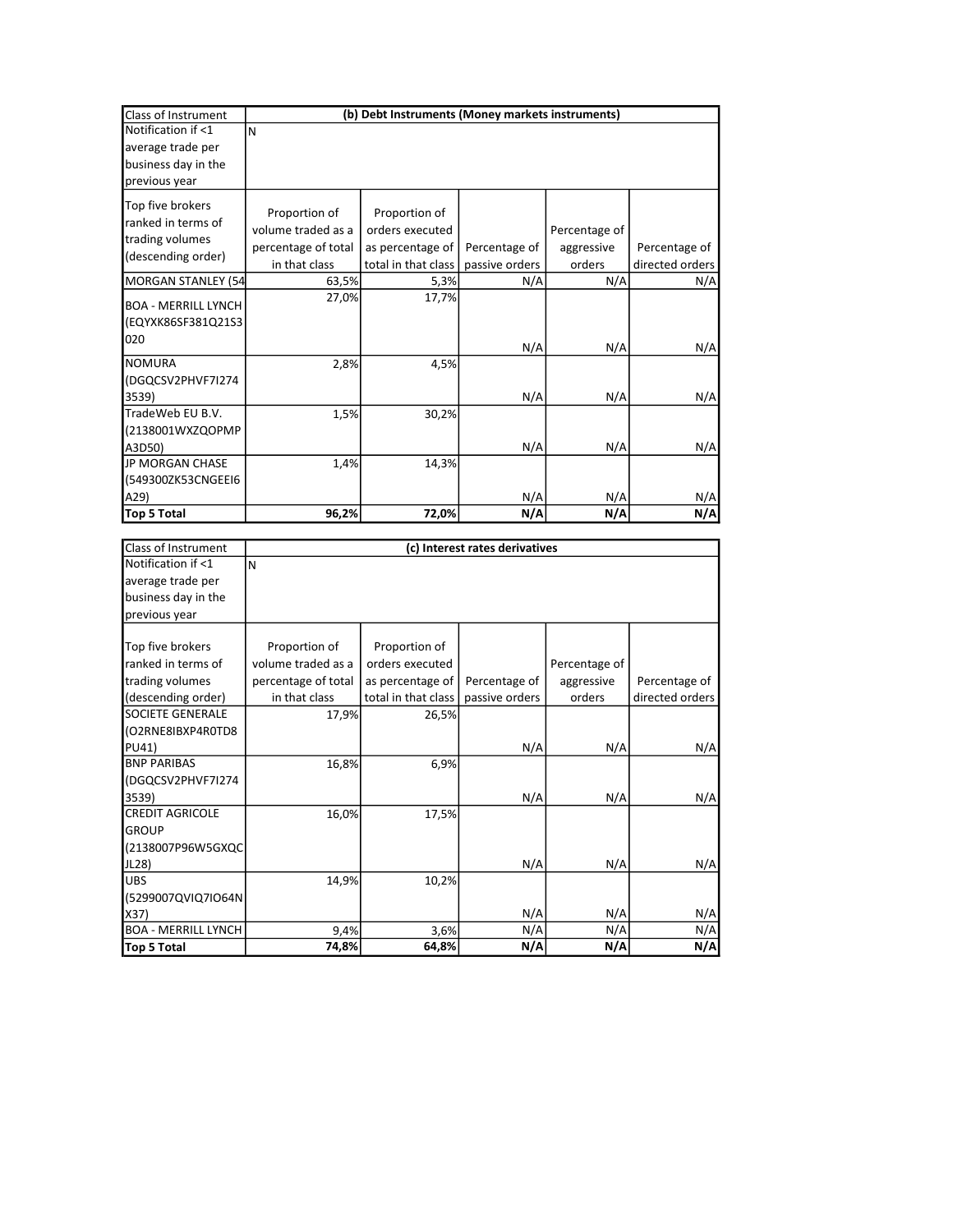| Class of Instrument | (b) Debt Instruments (Money markets instruments) | | | | |
|---|---|---|---|---|---|
| Notification if <1 average trade per business day in the previous year | N | | | | |
| Top five brokers ranked in terms of trading volumes (descending order) | Proportion of volume traded as a percentage of total in that class | Proportion of orders executed as percentage of total in that class | Percentage of passive orders | Percentage of aggressive orders | Percentage of directed orders |
| MORGAN STANLEY (54 | 63,5% | 5,3% | N/A | N/A | N/A |
| BOA - MERRILL LYNCH (EQYXK86SF381Q21S3 020 | 27,0% | 17,7% | N/A | N/A | N/A |
| NOMURA (DGQCSV2PHVF7I274 3539) | 2,8% | 4,5% | N/A | N/A | N/A |
| TradeWeb EU B.V. (2138001WXZQOPMP A3D50) | 1,5% | 30,2% | N/A | N/A | N/A |
| JP MORGAN CHASE (549300ZK53CNGEEI6 A29) | 1,4% | 14,3% | N/A | N/A | N/A |
| **Top 5 Total** | **96,2%** | **72,0%** | **N/A** | **N/A** | **N/A** |

| Class of Instrument | (c) Interest rates derivatives | | | | |
|---|---|---|---|---|---|
| Notification if <1 average trade per business day in the previous year | N | | | | |
| Top five brokers ranked in terms of trading volumes (descending order) | Proportion of volume traded as a percentage of total in that class | Proportion of orders executed as percentage of total in that class | Percentage of passive orders | Percentage of aggressive orders | Percentage of directed orders |
| SOCIETE GENERALE (O2RNE8IBXP4R0TD8 PU41) | 17,9% | 26,5% | N/A | N/A | N/A |
| BNP PARIBAS (DGQCSV2PHVF7I274 3539) | 16,8% | 6,9% | N/A | N/A | N/A |
| CREDIT AGRICOLE GROUP (2138007P96W5GXQC JL28) | 16,0% | 17,5% | N/A | N/A | N/A |
| UBS (5299007QVIQ7IO64N X37) | 14,9% | 10,2% | N/A | N/A | N/A |
| BOA - MERRILL LYNCH | 9,4% | 3,6% | N/A | N/A | N/A |
| **Top 5 Total** | **74,8%** | **64,8%** | **N/A** | **N/A** | **N/A** |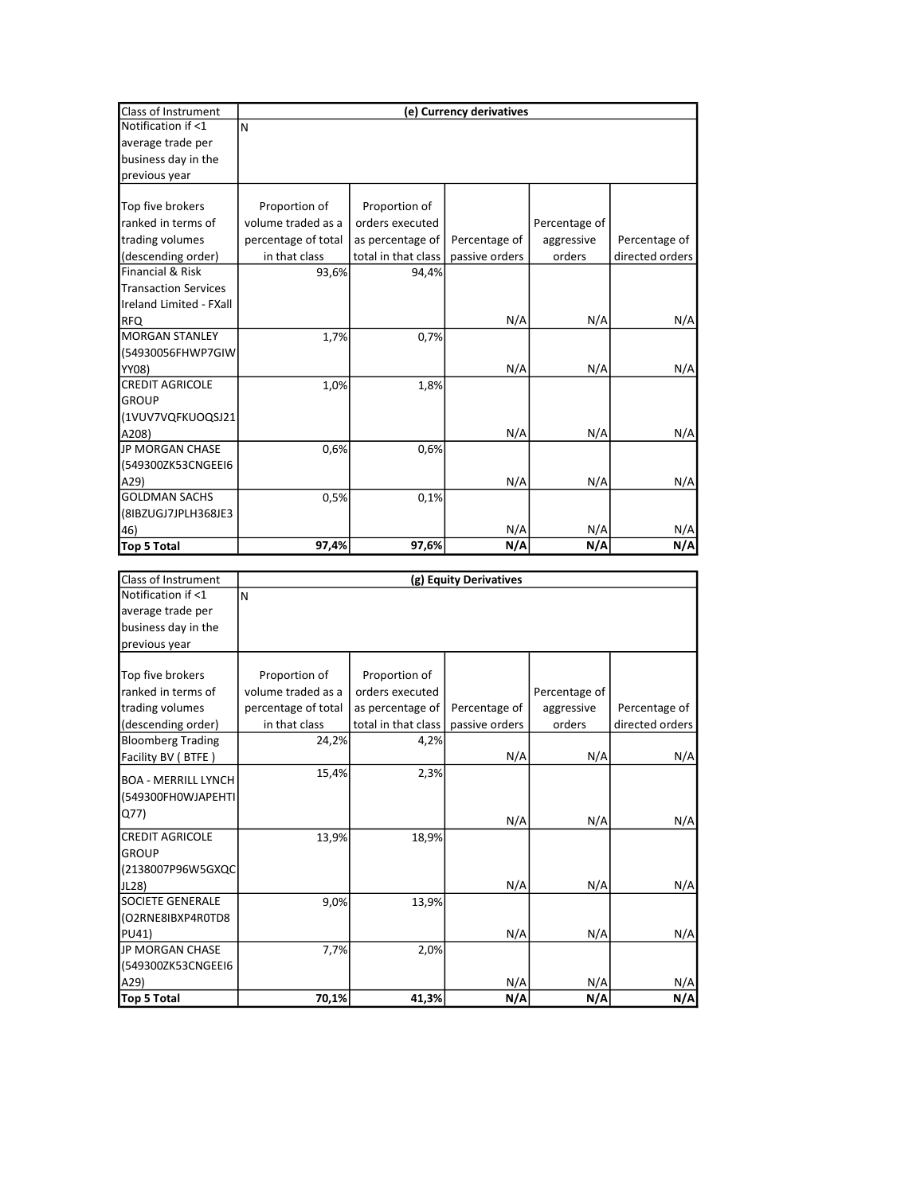| Class of Instrument | (e) Currency derivatives | | | | |
|---|---|---|---|---|---|
| Notification if <1 average trade per business day in the previous year | N | | | | |
| Top five brokers ranked in terms of trading volumes (descending order) | Proportion of volume traded as a percentage of total in that class | Proportion of orders executed as percentage of total in that class | Percentage of passive orders | Percentage of aggressive orders | Percentage of directed orders |
| Financial & Risk Transaction Services Ireland Limited - FXall RFQ | 93,6% | 94,4% | N/A | N/A | N/A |
| MORGAN STANLEY (54930056FHWP7GIWYY08) | 1,7% | 0,7% | N/A | N/A | N/A |
| CREDIT AGRICOLE GROUP (1VUV7VQFKUOQSJ21A208) | 1,0% | 1,8% | N/A | N/A | N/A |
| JP MORGAN CHASE (549300ZK53CNGEEI6A29) | 0,6% | 0,6% | N/A | N/A | N/A |
| GOLDMAN SACHS (8IBZUGJ7JPLH368JE346) | 0,5% | 0,1% | N/A | N/A | N/A |
| **Top 5 Total** | **97,4%** | **97,6%** | **N/A** | **N/A** | **N/A** |

| Class of Instrument | (g) Equity Derivatives | | | | |
|---|---|---|---|---|---|
| Notification if <1 average trade per business day in the previous year | N | | | | |
| Top five brokers ranked in terms of trading volumes (descending order) | Proportion of volume traded as a percentage of total in that class | Proportion of orders executed as percentage of total in that class | Percentage of passive orders | Percentage of aggressive orders | Percentage of directed orders |
| Bloomberg Trading Facility BV ( BTFE ) | 24,2% | 4,2% | N/A | N/A | N/A |
| BOA - MERRILL LYNCH (549300FH0WJAPEHTIQ77) | 15,4% | 2,3% | N/A | N/A | N/A |
| CREDIT AGRICOLE GROUP (2138007P96W5GXQCJL28) | 13,9% | 18,9% | N/A | N/A | N/A |
| SOCIETE GENERALE (O2RNE8IBXP4R0TD8PU41) | 9,0% | 13,9% | N/A | N/A | N/A |
| JP MORGAN CHASE (549300ZK53CNGEEI6A29) | 7,7% | 2,0% | N/A | N/A | N/A |
| **Top 5 Total** | **70,1%** | **41,3%** | **N/A** | **N/A** | **N/A** |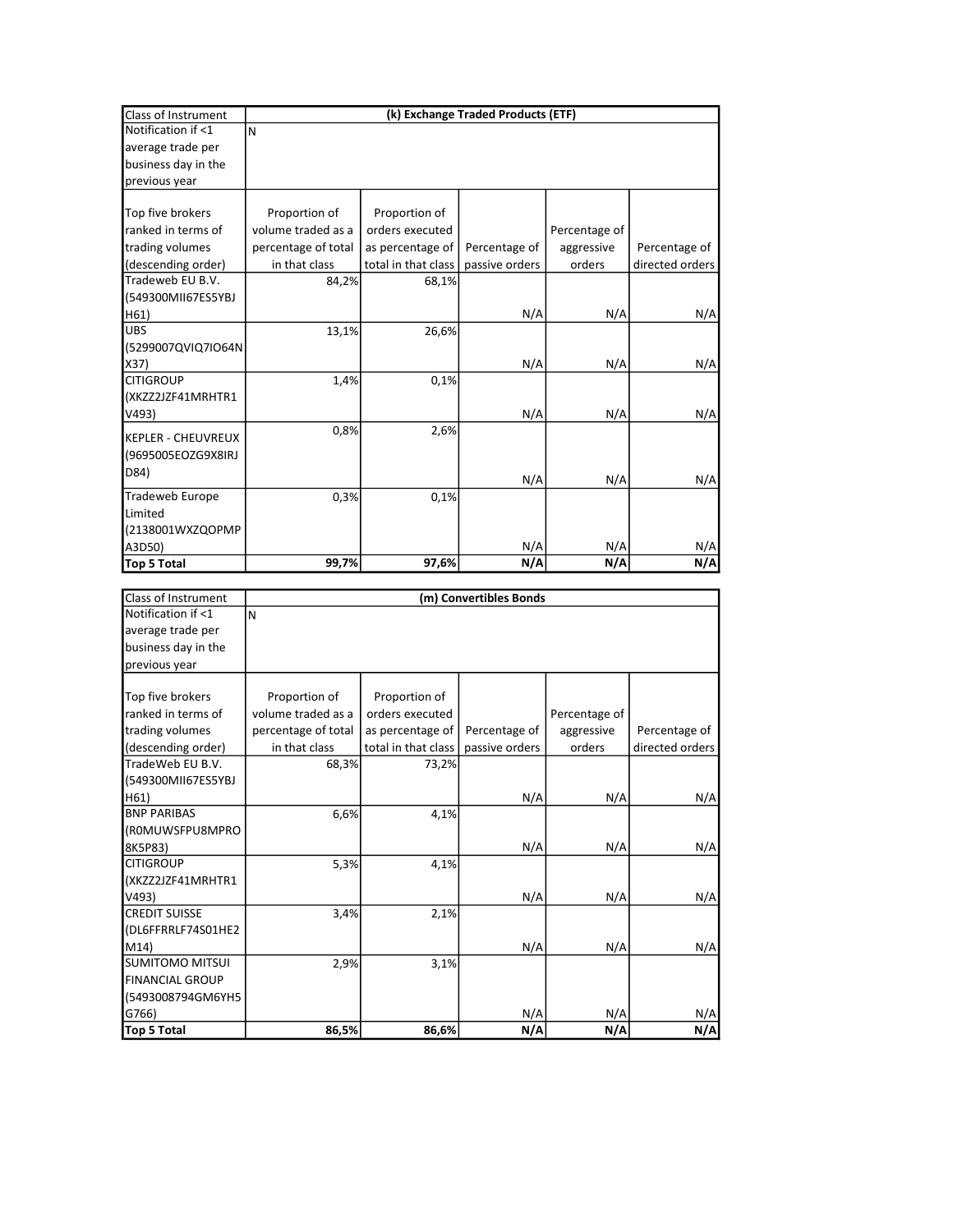| Class of Instrument | (k) Exchange Traded Products (ETF) | | | | |
|---|---|---|---|---|---|
| Notification if <1 average trade per business day in the previous year | N | | | | |
| Top five brokers ranked in terms of trading volumes (descending order) | Proportion of volume traded as a percentage of total in that class | Proportion of orders executed as percentage of total in that class | Percentage of passive orders | Percentage of aggressive orders | Percentage of directed orders |
| Tradeweb EU B.V. (549300MII67ES5YBJH61) | 84,2% | 68,1% | N/A | N/A | N/A |
| UBS (5299007QVIQ7IO64NX37) | 13,1% | 26,6% | N/A | N/A | N/A |
| CITIGROUP (XKZZ2JZF41MRHTR1V493) | 1,4% | 0,1% | N/A | N/A | N/A |
| KEPLER - CHEUVREUX (9695005EOZG9X8IRJD84) | 0,8% | 2,6% | N/A | N/A | N/A |
| Tradeweb Europe Limited (2138001WXZQOPMPA3D50) | 0,3% | 0,1% | N/A | N/A | N/A |
| **Top 5 Total** | **99,7%** | **97,6%** | **N/A** | **N/A** | **N/A** |

| Class of Instrument | (m) Convertibles Bonds | | | | |
|---|---|---|---|---|---|
| Notification if <1 average trade per business day in the previous year | N | | | | |
| Top five brokers ranked in terms of trading volumes (descending order) | Proportion of volume traded as a percentage of total in that class | Proportion of orders executed as percentage of total in that class | Percentage of passive orders | Percentage of aggressive orders | Percentage of directed orders |
| TradeWeb EU B.V. (549300MII67ES5YBJH61) | 68,3% | 73,2% | N/A | N/A | N/A |
| BNP PARIBAS (R0MUWSFPU8MPRO8K5P83) | 6,6% | 4,1% | N/A | N/A | N/A |
| CITIGROUP (XKZZ2JZF41MRHTR1V493) | 5,3% | 4,1% | N/A | N/A | N/A |
| CREDIT SUISSE (DL6FFRRLF74S01HE2M14) | 3,4% | 2,1% | N/A | N/A | N/A |
| SUMITOMO MITSUI FINANCIAL GROUP (5493008794GM6YH5G766) | 2,9% | 3,1% | N/A | N/A | N/A |
| **Top 5 Total** | **86,5%** | **86,6%** | **N/A** | **N/A** | **N/A** |